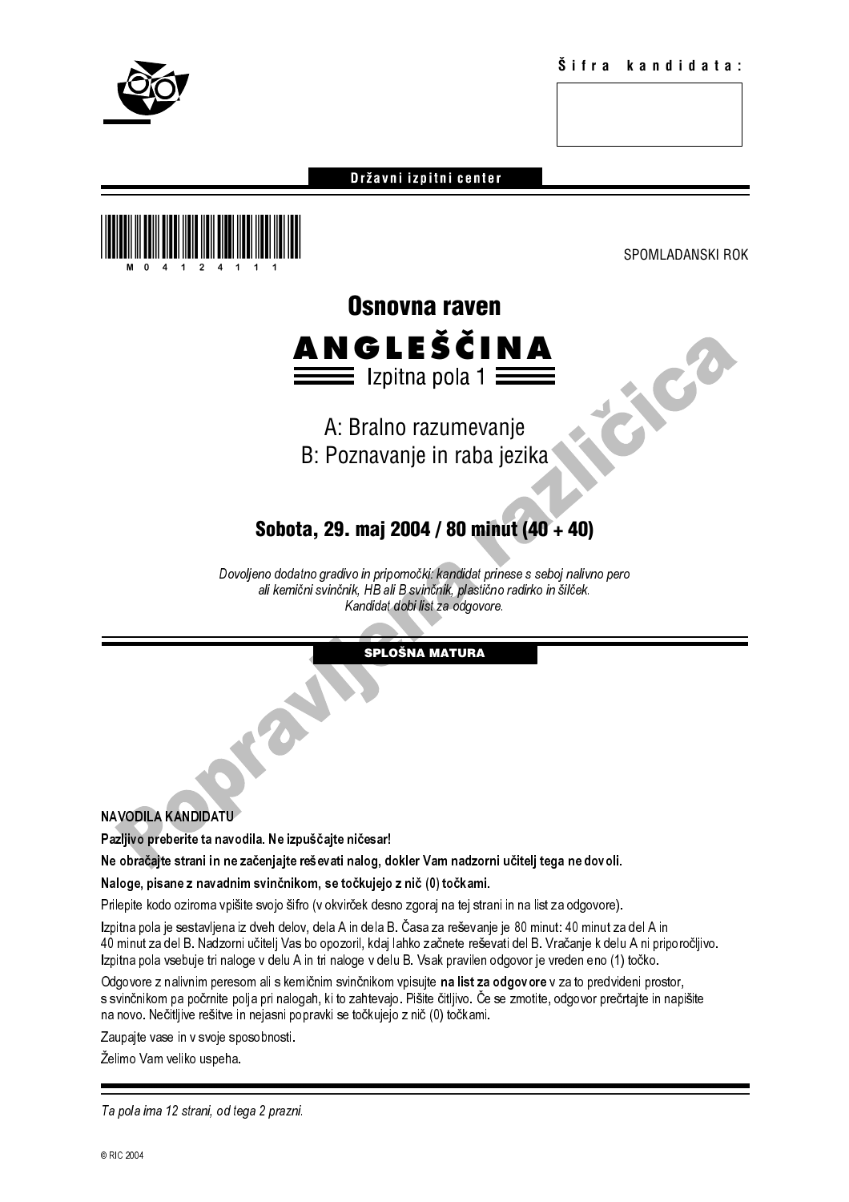**Šifra kandidata:**

**Državni izpitni center**

M 0 4 1 2 4 1 1 1

SPOMLADANSKI ROK

# Osnovna raven

# ANGLEŠČINA

## Izpitna pola 1

A: Bralno razumevanje
B: Poznavanje in raba jezika

**Sobota, 29. maj 2004 / 80 minut (40 + 40)**

*Dovoljeno dodatno gradivo in pripomočki: kandidat prinese s seboj nalivno pero ali kemični svinčnik, HB ali B svinčnik, plastično radirko in šilček. Kandidat dobi list za odgovore.*

**SPLOŠNA MATURA**

Popravljena različica

**NAVODILA KANDIDATU**

**Pazljivo preberite ta navodila. Ne izpuščajte ničesar!**

**Ne obračajte strani in ne začenjajte reševati nalog, dokler Vam nadzorni učitelj tega ne dovoli.**

**Naloge, pisane z navadnim svinčnikom, se točkujejo z nič (0) točkami.**

Prilepite kodo oziroma vpišite svojo šifro (v okvirček desno zgoraj na tej strani in na list za odgovore).

Izpitna pola je sestavljena iz dveh delov, dela A in dela B. Časa za reševanje je 80 minut: 40 minut za del A in 40 minut za del B. Nadzorni učitelj Vas bo opozoril, kdaj lahko začnete reševati del B. Vračanje k delu A ni priporočljivo. Izpitna pola vsebuje tri naloge v delu A in tri naloge v delu B. Vsak pravilen odgovor je vreden eno (1) točko.

Odgovore z nalivnim peresom ali s kemičnim svinčnikom vpisujte **na list za odgovore** v za to predvideni prostor, s svinčnikom pa počrnite polja pri nalogah, ki to zahtevajo. Pišite čitljivo. Če se zmotite, odgovor prečrtajte in napišite na novo. Nečitljive rešitve in nejasni popravki se točkujejo z nič (0) točkami.

Zaupajte vase in v svoje sposobnosti.

Želimo Vam veliko uspeha.

*Ta pola ima 12 strani, od tega 2 prazni.*

© RIC 2004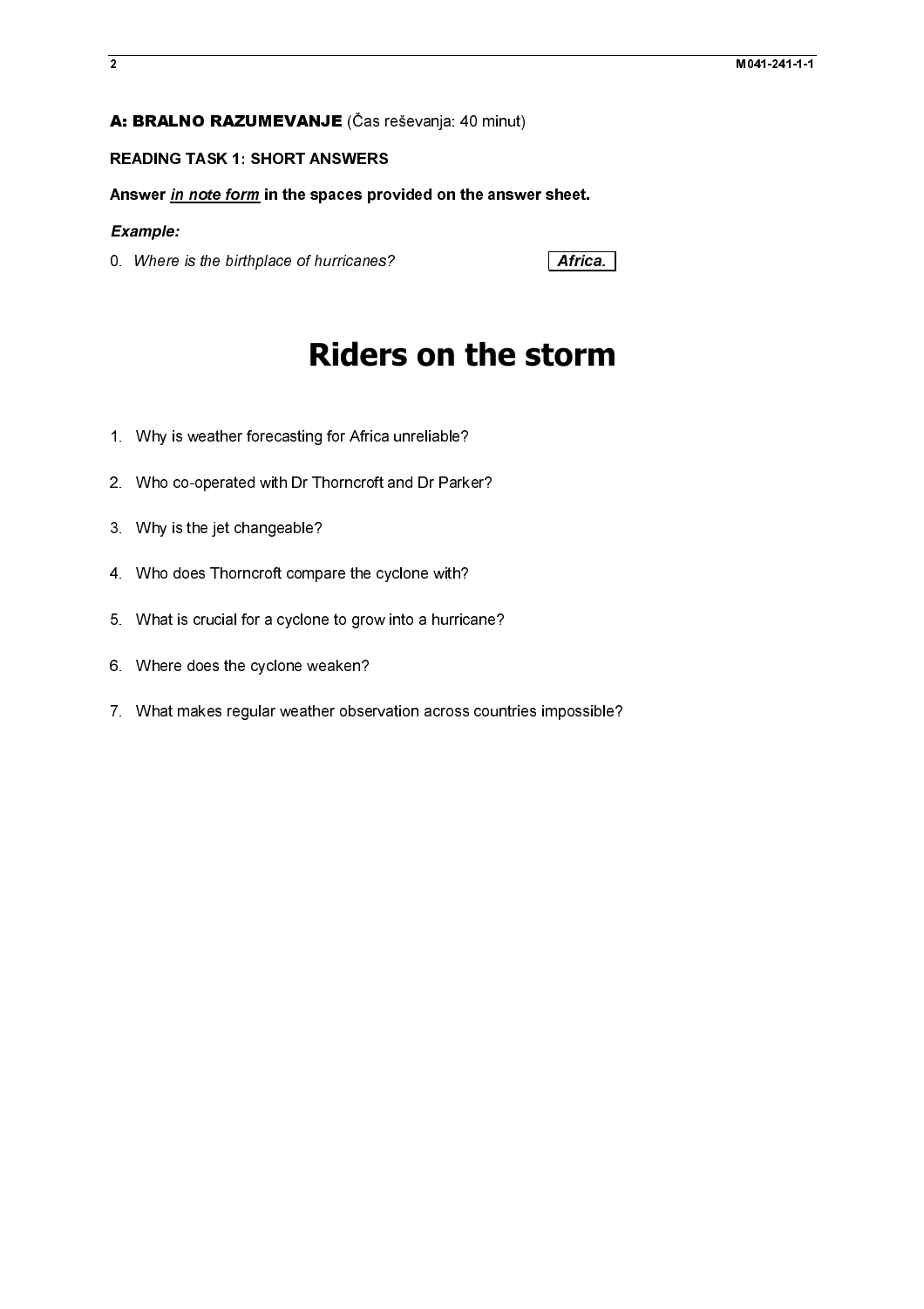## A: BRALNO RAZUMEVANJE (Čas reševanja: 40 minut)

### READING TASK 1: SHORT ANSWERS

**Answer *in note form* in the spaces provided on the answer sheet.**

***Example:***

0. *Where is the birthplace of hurricanes?* **Africa.**

# Riders on the storm

1. Why is weather forecasting for Africa unreliable?

2. Who co-operated with Dr Thorncroft and Dr Parker?

3. Why is the jet changeable?

4. Who does Thorncroft compare the cyclone with?

5. What is crucial for a cyclone to grow into a hurricane?

6. Where does the cyclone weaken?

7. What makes regular weather observation across countries impossible?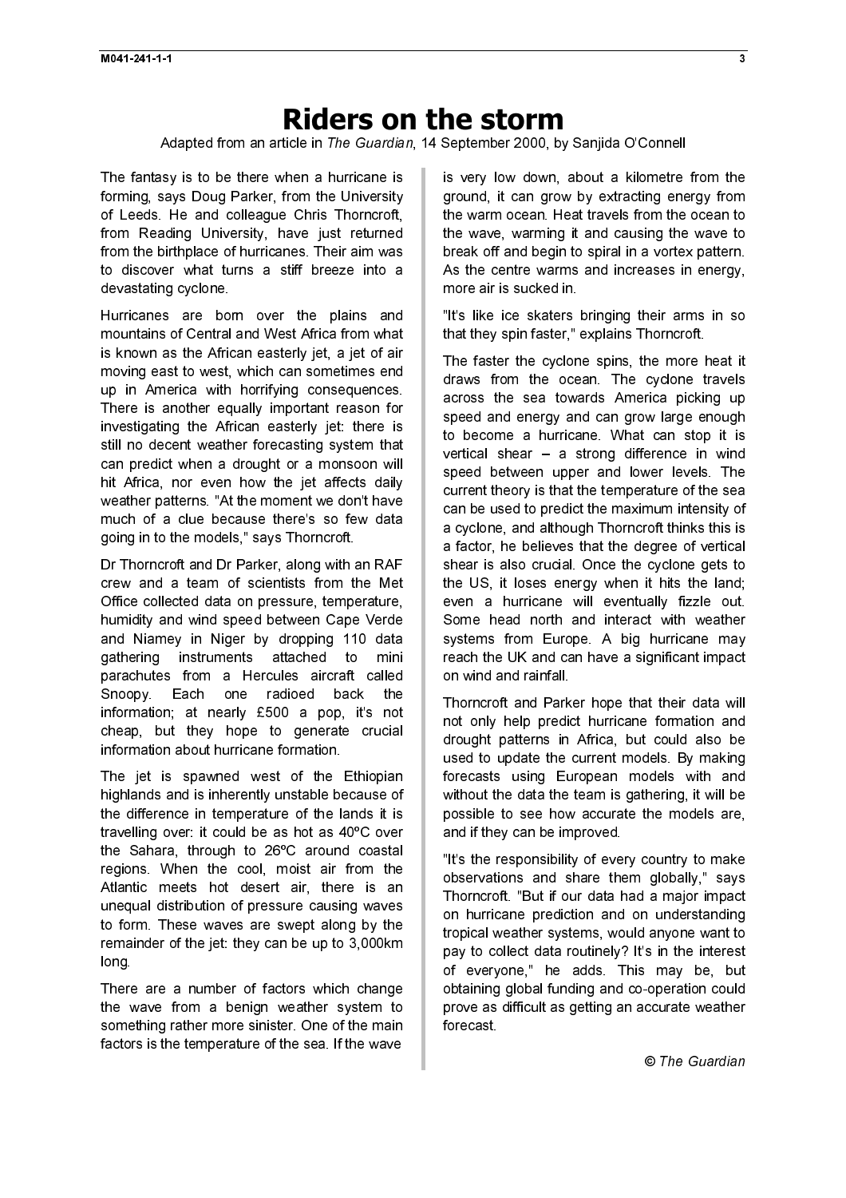# Riders on the storm

Adapted from an article in *The Guardian*, 14 September 2000, by Sanjida O'Connell

The fantasy is to be there when a hurricane is forming, says Doug Parker, from the University of Leeds. He and colleague Chris Thorncroft, from Reading University, have just returned from the birthplace of hurricanes. Their aim was to discover what turns a stiff breeze into a devastating cyclone.

Hurricanes are born over the plains and mountains of Central and West Africa from what is known as the African easterly jet, a jet of air moving east to west, which can sometimes end up in America with horrifying consequences. There is another equally important reason for investigating the African easterly jet: there is still no decent weather forecasting system that can predict when a drought or a monsoon will hit Africa, nor even how the jet affects daily weather patterns. "At the moment we don't have much of a clue because there's so few data going in to the models," says Thorncroft.

Dr Thorncroft and Dr Parker, along with an RAF crew and a team of scientists from the Met Office collected data on pressure, temperature, humidity and wind speed between Cape Verde and Niamey in Niger by dropping 110 data gathering instruments attached to mini parachutes from a Hercules aircraft called Snoopy. Each one radioed back the information; at nearly £500 a pop, it's not cheap, but they hope to generate crucial information about hurricane formation.

The jet is spawned west of the Ethiopian highlands and is inherently unstable because of the difference in temperature of the lands it is travelling over: it could be as hot as 40ºC over the Sahara, through to 26ºC around coastal regions. When the cool, moist air from the Atlantic meets hot desert air, there is an unequal distribution of pressure causing waves to form. These waves are swept along by the remainder of the jet: they can be up to 3,000km long.

There are a number of factors which change the wave from a benign weather system to something rather more sinister. One of the main factors is the temperature of the sea. If the wave is very low down, about a kilometre from the ground, it can grow by extracting energy from the warm ocean. Heat travels from the ocean to the wave, warming it and causing the wave to break off and begin to spiral in a vortex pattern. As the centre warms and increases in energy, more air is sucked in.

"It's like ice skaters bringing their arms in so that they spin faster," explains Thorncroft.

The faster the cyclone spins, the more heat it draws from the ocean. The cyclone travels across the sea towards America picking up speed and energy and can grow large enough to become a hurricane. What can stop it is vertical shear – a strong difference in wind speed between upper and lower levels. The current theory is that the temperature of the sea can be used to predict the maximum intensity of a cyclone, and although Thorncroft thinks this is a factor, he believes that the degree of vertical shear is also crucial. Once the cyclone gets to the US, it loses energy when it hits the land; even a hurricane will eventually fizzle out. Some head north and interact with weather systems from Europe. A big hurricane may reach the UK and can have a significant impact on wind and rainfall.

Thorncroft and Parker hope that their data will not only help predict hurricane formation and drought patterns in Africa, but could also be used to update the current models. By making forecasts using European models with and without the data the team is gathering, it will be possible to see how accurate the models are, and if they can be improved.

"It's the responsibility of every country to make observations and share them globally," says Thorncroft. "But if our data had a major impact on hurricane prediction and on understanding tropical weather systems, would anyone want to pay to collect data routinely? It's in the interest of everyone," he adds. This may be, but obtaining global funding and co-operation could prove as difficult as getting an accurate weather forecast.

© *The Guardian*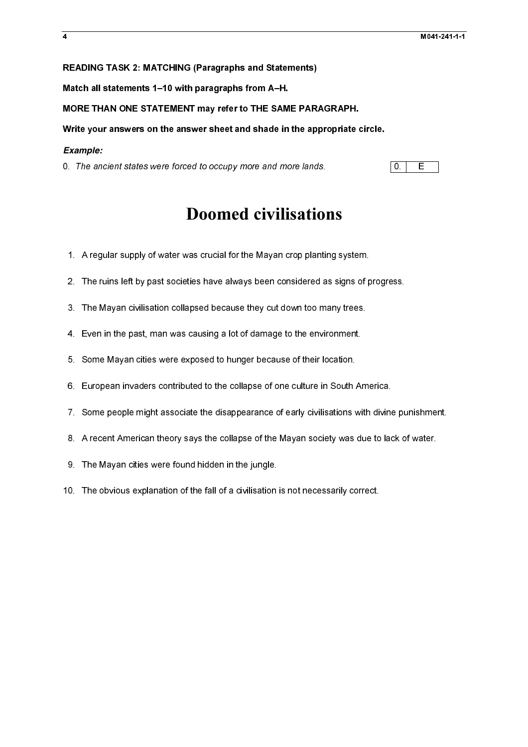**READING TASK 2: MATCHING (Paragraphs and Statements)**

**Match all statements 1–10 with paragraphs from A–H.**

**MORE THAN ONE STATEMENT may refer to THE SAME PARAGRAPH.**

**Write your answers on the answer sheet and shade in the appropriate circle.**

***Example:***

0. *The ancient states were forced to occupy more and more lands.*

| 0. | E |
|---|---|

# Doomed civilisations

1. A regular supply of water was crucial for the Mayan crop planting system.
2. The ruins left by past societies have always been considered as signs of progress.
3. The Mayan civilisation collapsed because they cut down too many trees.
4. Even in the past, man was causing a lot of damage to the environment.
5. Some Mayan cities were exposed to hunger because of their location.
6. European invaders contributed to the collapse of one culture in South America.
7. Some people might associate the disappearance of early civilisations with divine punishment.
8. A recent American theory says the collapse of the Mayan society was due to lack of water.
9. The Mayan cities were found hidden in the jungle.
10. The obvious explanation of the fall of a civilisation is not necessarily correct.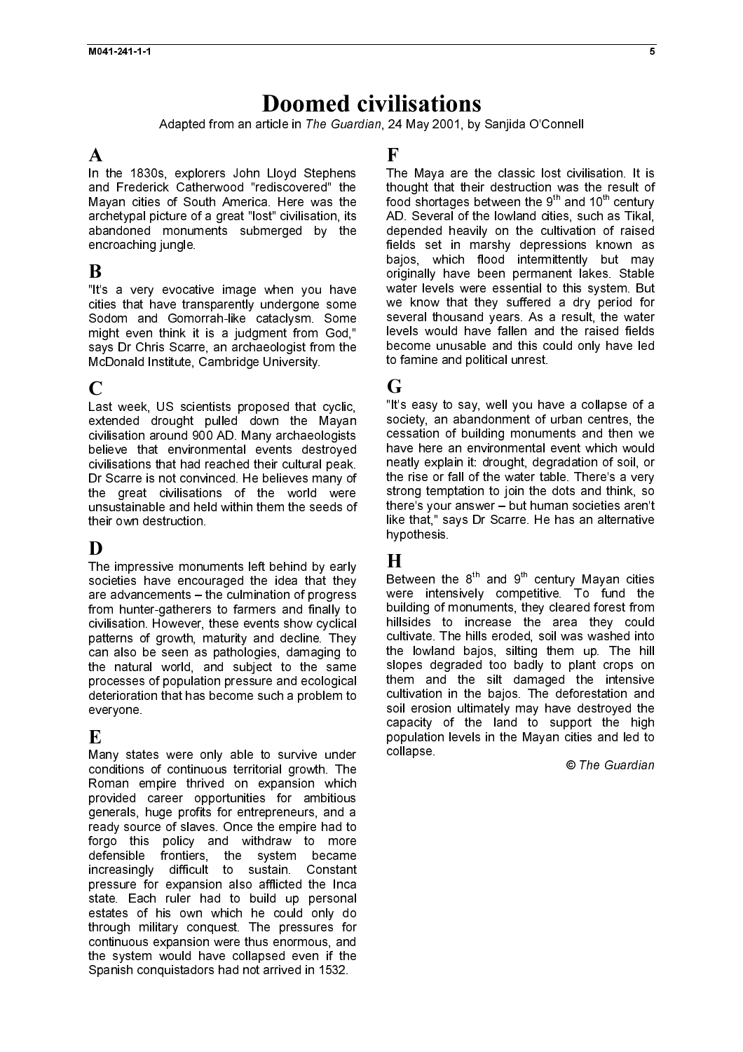# Doomed civilisations

Adapted from an article in *The Guardian*, 24 May 2001, by Sanjida O'Connell

## A

In the 1830s, explorers John Lloyd Stephens and Frederick Catherwood "rediscovered" the Mayan cities of South America. Here was the archetypal picture of a great "lost" civilisation, its abandoned monuments submerged by the encroaching jungle.

## B

"It's a very evocative image when you have cities that have transparently undergone some Sodom and Gomorrah-like cataclysm. Some might even think it is a judgment from God," says Dr Chris Scarre, an archaeologist from the McDonald Institute, Cambridge University.

## C

Last week, US scientists proposed that cyclic, extended drought pulled down the Mayan civilisation around 900 AD. Many archaeologists believe that environmental events destroyed civilisations that had reached their cultural peak. Dr Scarre is not convinced. He believes many of the great civilisations of the world were unsustainable and held within them the seeds of their own destruction.

## D

The impressive monuments left behind by early societies have encouraged the idea that they are advancements – the culmination of progress from hunter-gatherers to farmers and finally to civilisation. However, these events show cyclical patterns of growth, maturity and decline. They can also be seen as pathologies, damaging to the natural world, and subject to the same processes of population pressure and ecological deterioration that has become such a problem to everyone.

## E

Many states were only able to survive under conditions of continuous territorial growth. The Roman empire thrived on expansion which provided career opportunities for ambitious generals, huge profits for entrepreneurs, and a ready source of slaves. Once the empire had to forgo this policy and withdraw to more defensible frontiers, the system became increasingly difficult to sustain. Constant pressure for expansion also afflicted the Inca state. Each ruler had to build up personal estates of his own which he could only do through military conquest. The pressures for continuous expansion were thus enormous, and the system would have collapsed even if the Spanish conquistadors had not arrived in 1532.

## F

The Maya are the classic lost civilisation. It is thought that their destruction was the result of food shortages between the 9th and 10th century AD. Several of the lowland cities, such as Tikal, depended heavily on the cultivation of raised fields set in marshy depressions known as bajos, which flood intermittently but may originally have been permanent lakes. Stable water levels were essential to this system. But we know that they suffered a dry period for several thousand years. As a result, the water levels would have fallen and the raised fields become unusable and this could only have led to famine and political unrest.

## G

"It's easy to say, well you have a collapse of a society, an abandonment of urban centres, the cessation of building monuments and then we have here an environmental event which would neatly explain it: drought, degradation of soil, or the rise or fall of the water table. There's a very strong temptation to join the dots and think, so there's your answer – but human societies aren't like that," says Dr Scarre. He has an alternative hypothesis.

## H

Between the 8th and 9th century Mayan cities were intensively competitive. To fund the building of monuments, they cleared forest from hillsides to increase the area they could cultivate. The hills eroded, soil was washed into the lowland bajos, silting them up. The hill slopes degraded too badly to plant crops on them and the silt damaged the intensive cultivation in the bajos. The deforestation and soil erosion ultimately may have destroyed the capacity of the land to support the high population levels in the Mayan cities and led to collapse.

© *The Guardian*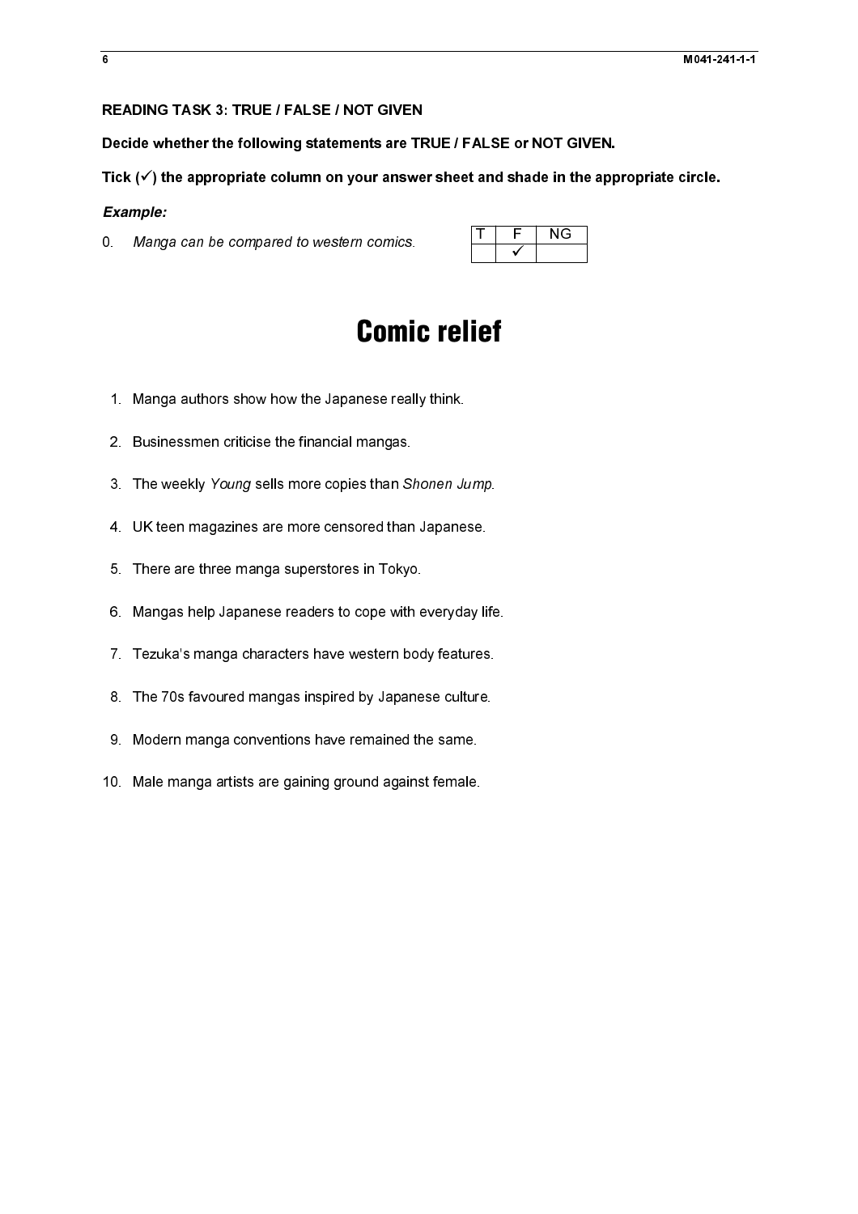**READING TASK 3: TRUE / FALSE / NOT GIVEN**

**Decide whether the following statements are TRUE / FALSE or NOT GIVEN.**

**Tick (✓) the appropriate column on your answer sheet and shade in the appropriate circle.**

***Example:***

0. *Manga can be compared to western comics.*

| T | F | NG |
|---|---|---|
| | ✓ | |

# Comic relief

1. Manga authors show how the Japanese really think.
2. Businessmen criticise the financial mangas.
3. The weekly *Young* sells more copies than *Shonen Jump*.
4. UK teen magazines are more censored than Japanese.
5. There are three manga superstores in Tokyo.
6. Mangas help Japanese readers to cope with everyday life.
7. Tezuka's manga characters have western body features.
8. The 70s favoured mangas inspired by Japanese culture.
9. Modern manga conventions have remained the same.
10. Male manga artists are gaining ground against female.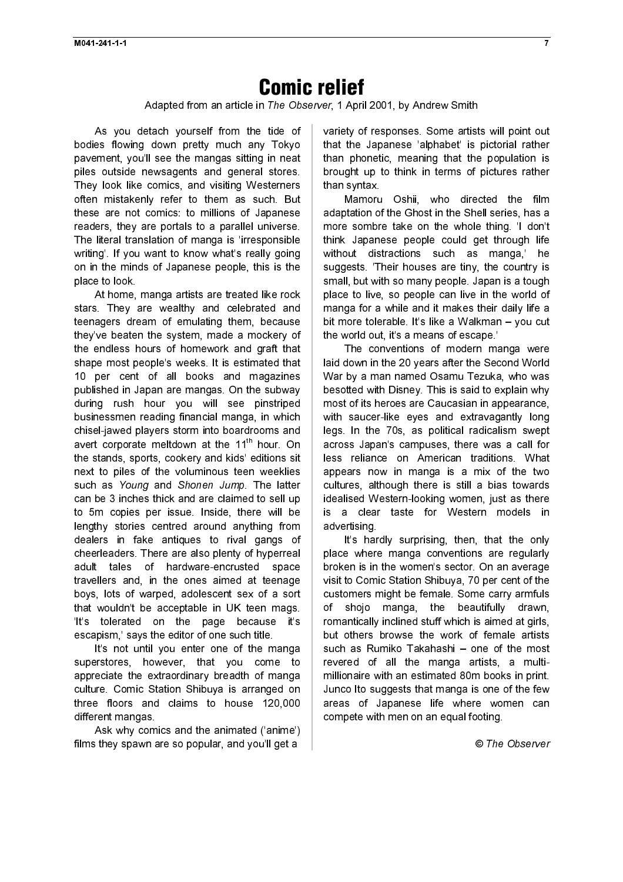# Comic relief

Adapted from an article in *The Observer*, 1 April 2001, by Andrew Smith

As you detach yourself from the tide of bodies flowing down pretty much any Tokyo pavement, you'll see the mangas sitting in neat piles outside newsagents and general stores. They look like comics, and visiting Westerners often mistakenly refer to them as such. But these are not comics: to millions of Japanese readers, they are portals to a parallel universe. The literal translation of manga is 'irresponsible writing'. If you want to know what's really going on in the minds of Japanese people, this is the place to look.

At home, manga artists are treated like rock stars. They are wealthy and celebrated and teenagers dream of emulating them, because they've beaten the system, made a mockery of the endless hours of homework and graft that shape most people's weeks. It is estimated that 10 per cent of all books and magazines published in Japan are mangas. On the subway during rush hour you will see pinstriped businessmen reading financial manga, in which chisel-jawed players storm into boardrooms and avert corporate meltdown at the 11th hour. On the stands, sports, cookery and kids' editions sit next to piles of the voluminous teen weeklies such as *Young* and *Shonen Jump*. The latter can be 3 inches thick and are claimed to sell up to 5m copies per issue. Inside, there will be lengthy stories centred around anything from dealers in fake antiques to rival gangs of cheerleaders. There are also plenty of hyperreal adult tales of hardware-encrusted space travellers and, in the ones aimed at teenage boys, lots of warped, adolescent sex of a sort that wouldn't be acceptable in UK teen mags. 'It's tolerated on the page because it's escapism,' says the editor of one such title.

It's not until you enter one of the manga superstores, however, that you come to appreciate the extraordinary breadth of manga culture. Comic Station Shibuya is arranged on three floors and claims to house 120,000 different mangas.

Ask why comics and the animated ('anime') films they spawn are so popular, and you'll get a variety of responses. Some artists will point out that the Japanese 'alphabet' is pictorial rather than phonetic, meaning that the population is brought up to think in terms of pictures rather than syntax.

Mamoru Oshii, who directed the film adaptation of the Ghost in the Shell series, has a more sombre take on the whole thing. 'I don't think Japanese people could get through life without distractions such as manga,' he suggests. 'Their houses are tiny, the country is small, but with so many people. Japan is a tough place to live, so people can live in the world of manga for a while and it makes their daily life a bit more tolerable. It's like a Walkman – you cut the world out, it's a means of escape.'

The conventions of modern manga were laid down in the 20 years after the Second World War by a man named Osamu Tezuka, who was besotted with Disney. This is said to explain why most of its heroes are Caucasian in appearance, with saucer-like eyes and extravagantly long legs. In the 70s, as political radicalism swept across Japan's campuses, there was a call for less reliance on American traditions. What appears now in manga is a mix of the two cultures, although there is still a bias towards idealised Western-looking women, just as there is a clear taste for Western models in advertising.

It's hardly surprising, then, that the only place where manga conventions are regularly broken is in the women's sector. On an average visit to Comic Station Shibuya, 70 per cent of the customers might be female. Some carry armfuls of shojo manga, the beautifully drawn, romantically inclined stuff which is aimed at girls, but others browse the work of female artists such as Rumiko Takahashi – one of the most revered of all the manga artists, a multi-millionaire with an estimated 80m books in print. Junco Ito suggests that manga is one of the few areas of Japanese life where women can compete with men on an equal footing.

© *The Observer*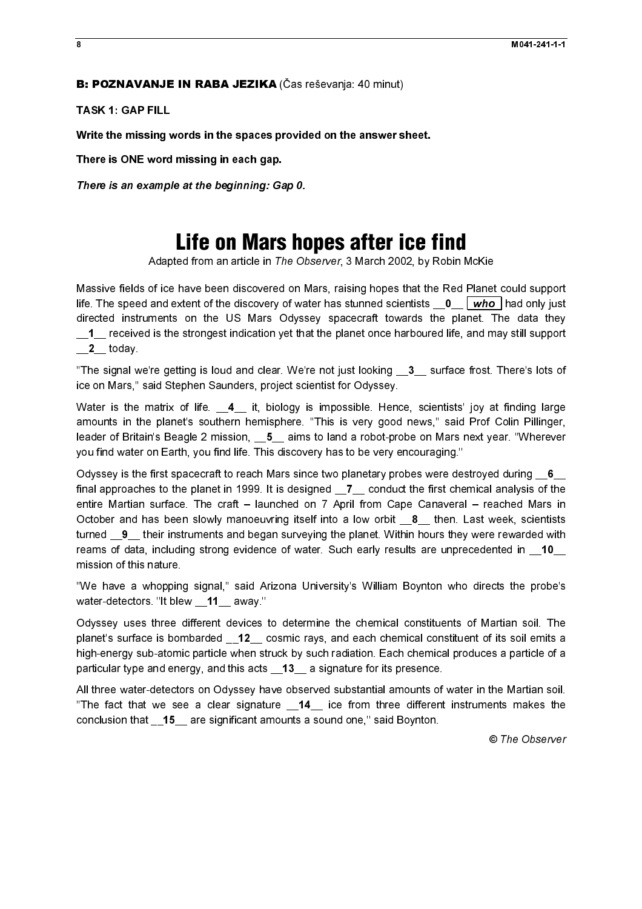**B: POZNAVANJE IN RABA JEZIKA** (Čas reševanja: 40 minut)

**TASK 1: GAP FILL**

**Write the missing words in the spaces provided on the answer sheet.**

**There is ONE word missing in each gap.**

***There is an example at the beginning: Gap 0.***

# Life on Mars hopes after ice find

Adapted from an article in *The Observer*, 3 March 2002, by Robin McKie

Massive fields of ice have been discovered on Mars, raising hopes that the Red Planet could support life. The speed and extent of the discovery of water has stunned scientists __**0**__ ***who*** had only just directed instruments on the US Mars Odyssey spacecraft towards the planet. The data they __**1**__ received is the strongest indication yet that the planet once harboured life, and may still support __**2**__ today.

"The signal we're getting is loud and clear. We're not just looking __**3**__ surface frost. There's lots of ice on Mars," said Stephen Saunders, project scientist for Odyssey.

Water is the matrix of life. __**4**__ it, biology is impossible. Hence, scientists' joy at finding large amounts in the planet's southern hemisphere. "This is very good news," said Prof Colin Pillinger, leader of Britain's Beagle 2 mission, __**5**__ aims to land a robot-probe on Mars next year. "Wherever you find water on Earth, you find life. This discovery has to be very encouraging."

Odyssey is the first spacecraft to reach Mars since two planetary probes were destroyed during __**6**__ final approaches to the planet in 1999. It is designed __**7**__ conduct the first chemical analysis of the entire Martian surface. The craft – launched on 7 April from Cape Canaveral – reached Mars in October and has been slowly manoeuvring itself into a low orbit __**8**__ then. Last week, scientists turned __**9**__ their instruments and began surveying the planet. Within hours they were rewarded with reams of data, including strong evidence of water. Such early results are unprecedented in __**10**__ mission of this nature.

"We have a whopping signal," said Arizona University's William Boynton who directs the probe's water-detectors. "It blew __**11**__ away."

Odyssey uses three different devices to determine the chemical constituents of Martian soil. The planet's surface is bombarded __**12**__ cosmic rays, and each chemical constituent of its soil emits a high-energy sub-atomic particle when struck by such radiation. Each chemical produces a particle of a particular type and energy, and this acts __**13**__ a signature for its presence.

All three water-detectors on Odyssey have observed substantial amounts of water in the Martian soil. "The fact that we see a clear signature __**14**__ ice from three different instruments makes the conclusion that __**15**__ are significant amounts a sound one," said Boynton.

© *The Observer*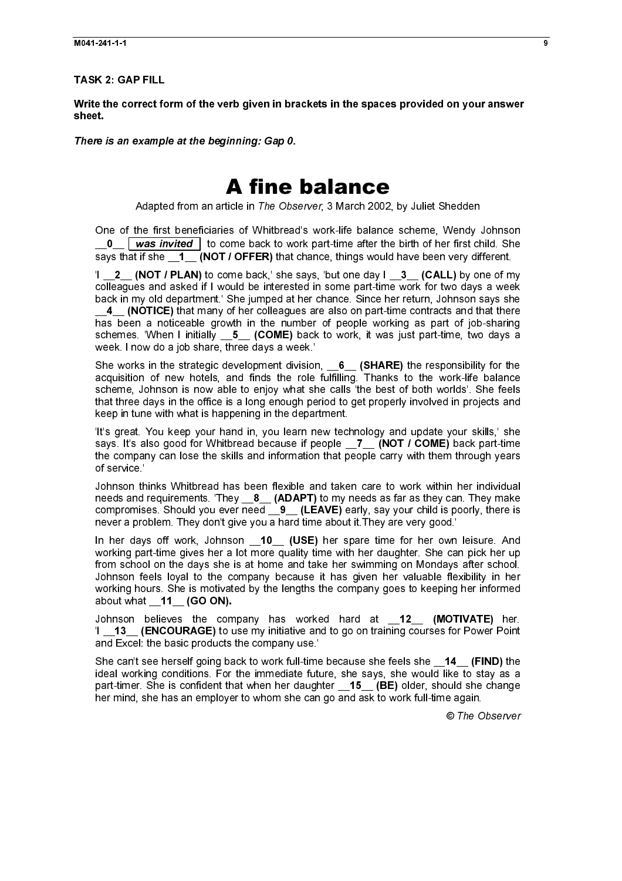**TASK 2: GAP FILL**

**Write the correct form of the verb given in brackets in the spaces provided on your answer sheet.**

***There is an example at the beginning: Gap 0.***

# A fine balance

Adapted from an article in *The Observer*, 3 March 2002, by Juliet Shedden

One of the first beneficiaries of Whitbread's work-life balance scheme, Wendy Johnson __**0**__ ***was invited*** to come back to work part-time after the birth of her first child. She says that if she __**1**__ **(NOT / OFFER)** that chance, things would have been very different.

'I __**2**__ **(NOT / PLAN)** to come back,' she says, 'but one day I __**3**__ **(CALL)** by one of my colleagues and asked if I would be interested in some part-time work for two days a week back in my old department.' She jumped at her chance. Since her return, Johnson says she __**4**__ **(NOTICE)** that many of her colleagues are also on part-time contracts and that there has been a noticeable growth in the number of people working as part of job-sharing schemes. 'When I initially __**5**__ **(COME)** back to work, it was just part-time, two days a week. I now do a job share, three days a week.'

She works in the strategic development division, __**6**__ **(SHARE)** the responsibility for the acquisition of new hotels, and finds the role fulfilling. Thanks to the work-life balance scheme, Johnson is now able to enjoy what she calls 'the best of both worlds'. She feels that three days in the office is a long enough period to get properly involved in projects and keep in tune with what is happening in the department.

'It's great. You keep your hand in, you learn new technology and update your skills,' she says. It's also good for Whitbread because if people __**7**__ **(NOT / COME)** back part-time the company can lose the skills and information that people carry with them through years of service.'

Johnson thinks Whitbread has been flexible and taken care to work within her individual needs and requirements. 'They __**8**__ **(ADAPT)** to my needs as far as they can. They make compromises. Should you ever need __**9**__ **(LEAVE)** early, say your child is poorly, there is never a problem. They don't give you a hard time about it.They are very good.'

In her days off work, Johnson __**10**__ **(USE)** her spare time for her own leisure. And working part-time gives her a lot more quality time with her daughter. She can pick her up from school on the days she is at home and take her swimming on Mondays after school. Johnson feels loyal to the company because it has given her valuable flexibility in her working hours. She is motivated by the lengths the company goes to keeping her informed about what __**11**__ **(GO ON).**

Johnson believes the company has worked hard at __**12**__ **(MOTIVATE)** her. 'I __**13**__ **(ENCOURAGE)** to use my initiative and to go on training courses for Power Point and Excel: the basic products the company use.'

She can't see herself going back to work full-time because she feels she __**14**__ **(FIND)** the ideal working conditions. For the immediate future, she says, she would like to stay as a part-timer. She is confident that when her daughter __**15**__ **(BE)** older, should she change her mind, she has an employer to whom she can go and ask to work full-time again.

© *The Observer*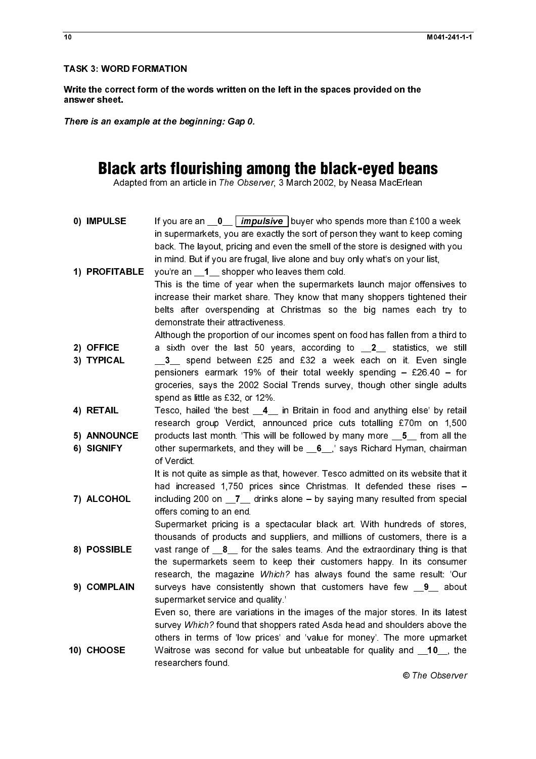## TASK 3: WORD FORMATION

**Write the correct form of the words written on the left in the spaces provided on the answer sheet.**

***There is an example at the beginning: Gap 0.***

# Black arts flourishing among the black-eyed beans

Adapted from an article in *The Observer*, 3 March 2002, by Neasa MacErlean

| | |
|---|---|
| **0) IMPULSE** | If you are an __**0**__ ***impulsive*** buyer who spends more than £100 a week in supermarkets, you are exactly the sort of person they want to keep coming back. The layout, pricing and even the smell of the store is designed with you in mind. But if you are frugal, live alone and buy only what's on your list, |
| **1) PROFITABLE** | you're an __**1**__ shopper who leaves them cold. |
| | This is the time of year when the supermarkets launch major offensives to increase their market share. They know that many shoppers tightened their belts after overspending at Christmas so the big names each try to demonstrate their attractiveness. |
| | Although the proportion of our incomes spent on food has fallen from a third to |
| **2) OFFICE** | a sixth over the last 50 years, according to __**2**__ statistics, we still |
| **3) TYPICAL** | __**3**__ spend between £25 and £32 a week each on it. Even single pensioners earmark 19% of their total weekly spending – £26.40 – for groceries, says the 2002 Social Trends survey, though other single adults spend as little as £32, or 12%. |
| **4) RETAIL** | Tesco, hailed 'the best __**4**__ in Britain in food and anything else' by retail research group Verdict, announced price cuts totalling £70m on 1,500 |
| **5) ANNOUNCE** | products last month. 'This will be followed by many more __**5**__ from all the |
| **6) SIGNIFY** | other supermarkets, and they will be __**6**__,' says Richard Hyman, chairman of Verdict. |
| | It is not quite as simple as that, however. Tesco admitted on its website that it had increased 1,750 prices since Christmas. It defended these rises – |
| **7) ALCOHOL** | including 200 on __**7**__ drinks alone – by saying many resulted from special offers coming to an end. |
| | Supermarket pricing is a spectacular black art. With hundreds of stores, thousands of products and suppliers, and millions of customers, there is a |
| **8) POSSIBLE** | vast range of __**8**__ for the sales teams. And the extraordinary thing is that the supermarkets seem to keep their customers happy. In its consumer research, the magazine *Which?* has always found the same result: 'Our |
| **9) COMPLAIN** | surveys have consistently shown that customers have few __**9**__ about supermarket service and quality.' |
| | Even so, there are variations in the images of the major stores. In its latest survey *Which?* found that shoppers rated Asda head and shoulders above the others in terms of 'low prices' and 'value for money'. The more upmarket |
| **10) CHOOSE** | Waitrose was second for value but unbeatable for quality and __**10**__, the researchers found. |

© *The Observer*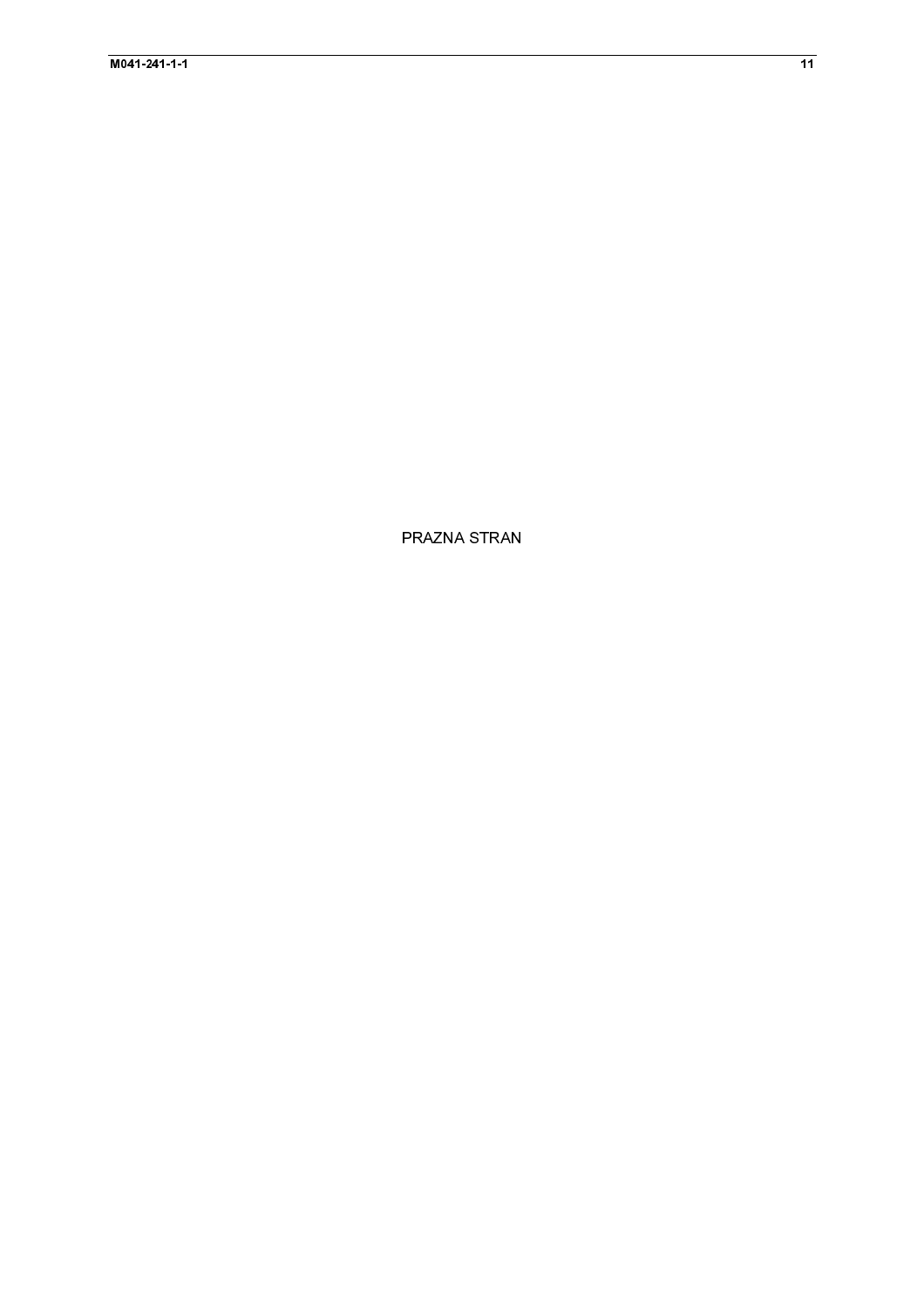PRAZNA STRAN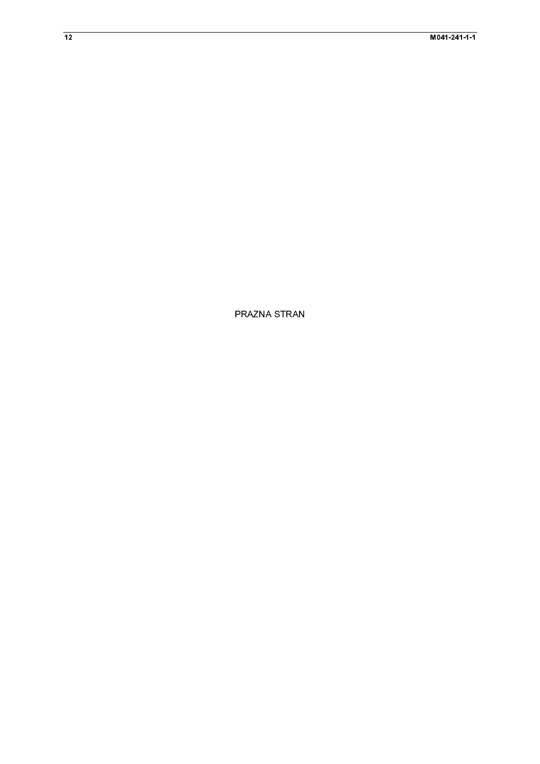PRAZNA STRAN